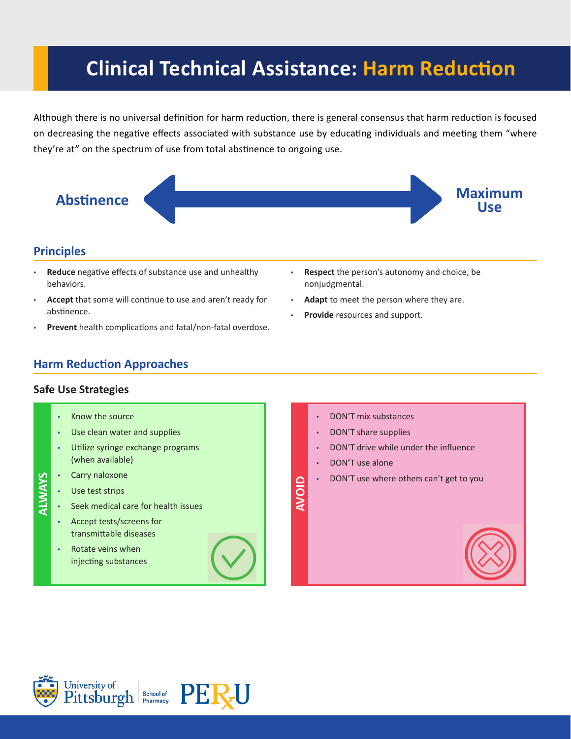# Clinical Technical Assistance: Harm Reduction

Although there is no universal definition for harm reduction, there is general consensus that harm reduction is focused on decreasing the negative effects associated with substance use by educating individuals and meeting them "where they're at" on the spectrum of use from total abstinence to ongoing use.

**Abstinence** ⟷ **Maximum Use**

## Principles

- **Reduce** negative effects of substance use and unhealthy behaviors.
- **Accept** that some will continue to use and aren't ready for abstinence.
- **Prevent** health complications and fatal/non-fatal overdose.
- **Respect** the person's autonomy and choice, be nonjudgmental.
- **Adapt** to meet the person where they are.
- **Provide** resources and support.

## Harm Reduction Approaches

### Safe Use Strategies

**ALWAYS**

- Know the source
- Use clean water and supplies
- Utilize syringe exchange programs (when available)
- Carry naloxone
- Use test strips
- Seek medical care for health issues
- Accept tests/screens for transmittable diseases
- Rotate veins when injecting substances

**AVOID**

- DON'T mix substances
- DON'T share supplies
- DON'T drive while under the influence
- DON'T use alone
- DON'T use where others can't get to you

University of Pittsburgh | School of Pharmacy | PERxU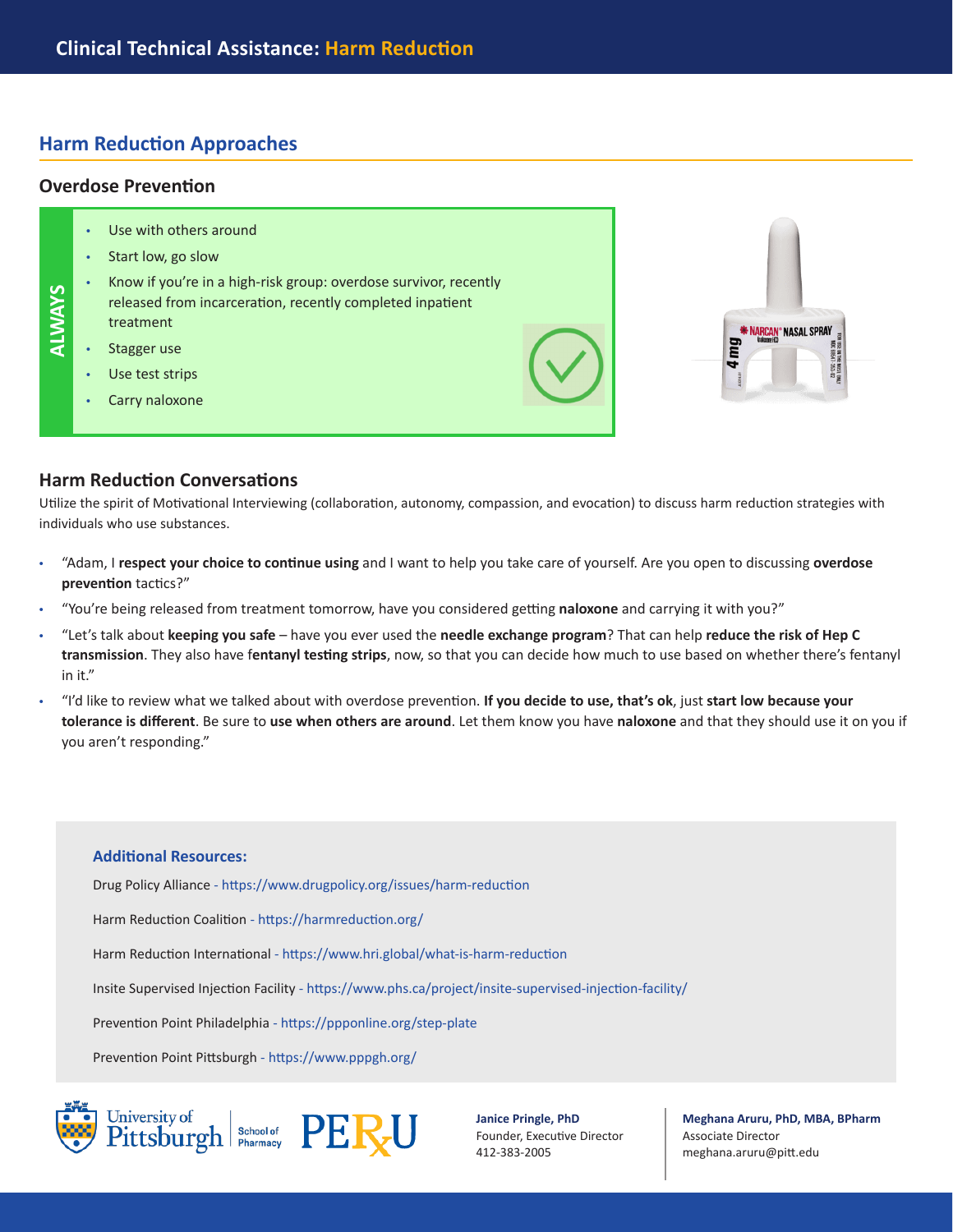## Clinical Technical Assistance: Harm Reduction

## Harm Reduction Approaches

### Overdose Prevention

**ALWAYS**

- Use with others around
- Start low, go slow
- Know if you're in a high-risk group: overdose survivor, recently released from incarceration, recently completed inpatient treatment
- Stagger use
- Use test strips
- Carry naloxone

### Harm Reduction Conversations

Utilize the spirit of Motivational Interviewing (collaboration, autonomy, compassion, and evocation) to discuss harm reduction strategies with individuals who use substances.

- "Adam, I **respect your choice to continue using** and I want to help you take care of yourself. Are you open to discussing **overdose prevention** tactics?"
- "You're being released from treatment tomorrow, have you considered getting **naloxone** and carrying it with you?"
- "Let's talk about **keeping you safe** – have you ever used the **needle exchange program**? That can help **reduce the risk of Hep C transmission**. They also have f**entanyl testing strips**, now, so that you can decide how much to use based on whether there's fentanyl in it."
- "I'd like to review what we talked about with overdose prevention. **If you decide to use, that's ok**, just **start low because your tolerance is different**. Be sure to **use when others are around**. Let them know you have **naloxone** and that they should use it on you if you aren't responding."

**Additional Resources:**

Drug Policy Alliance - https://www.drugpolicy.org/issues/harm-reduction

Harm Reduction Coalition - https://harmreduction.org/

Harm Reduction International - https://www.hri.global/what-is-harm-reduction

Insite Supervised Injection Facility - https://www.phs.ca/project/insite-supervised-injection-facility/

Prevention Point Philadelphia - https://ppponline.org/step-plate

Prevention Point Pittsburgh - https://www.pppgh.org/

University of Pittsburgh School of Pharmacy | PERU

**Janice Pringle, PhD**
Founder, Executive Director
412-383-2005

**Meghana Aruru, PhD, MBA, BPharm**
Associate Director
meghana.aruru@pitt.edu